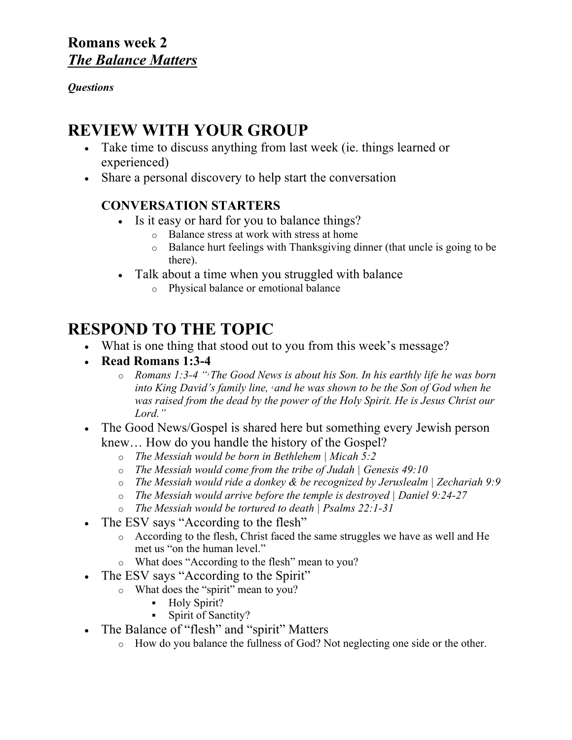**Romans week 2**
***The Balance Matters***

***Questions***

# REVIEW WITH YOUR GROUP

- Take time to discuss anything from last week (ie. things learned or experienced)
- Share a personal discovery to help start the conversation

### CONVERSATION STARTERS

- Is it easy or hard for you to balance things?
  - Balance stress at work with stress at home
  - Balance hurt feelings with Thanksgiving dinner (that uncle is going to be there).
- Talk about a time when you struggled with balance
  - Physical balance or emotional balance

# RESPOND TO THE TOPIC

- What is one thing that stood out to you from this week's message?
- **Read Romans 1:3-4**
  - *Romans 1:3-4 "[3] The Good News is about his Son. In his earthly life he was born into King David's family line, [4] and he was shown to be the Son of God when he was raised from the dead by the power of the Holy Spirit. He is Jesus Christ our Lord."*
- The Good News/Gospel is shared here but something every Jewish person knew… How do you handle the history of the Gospel?
  - *The Messiah would be born in Bethlehem | Micah 5:2*
  - *The Messiah would come from the tribe of Judah | Genesis 49:10*
  - *The Messiah would ride a donkey & be recognized by Jeruslealm | Zechariah 9:9*
  - *The Messiah would arrive before the temple is destroyed | Daniel 9:24-27*
  - *The Messiah would be tortured to death | Psalms 22:1-31*
- The ESV says "According to the flesh"
  - According to the flesh, Christ faced the same struggles we have as well and He met us "on the human level."
  - What does "According to the flesh" mean to you?
- The ESV says "According to the Spirit"
  - What does the "spirit" mean to you?
    - Holy Spirit?
    - Spirit of Sanctity?
- The Balance of "flesh" and "spirit" Matters
  - How do you balance the fullness of God? Not neglecting one side or the other.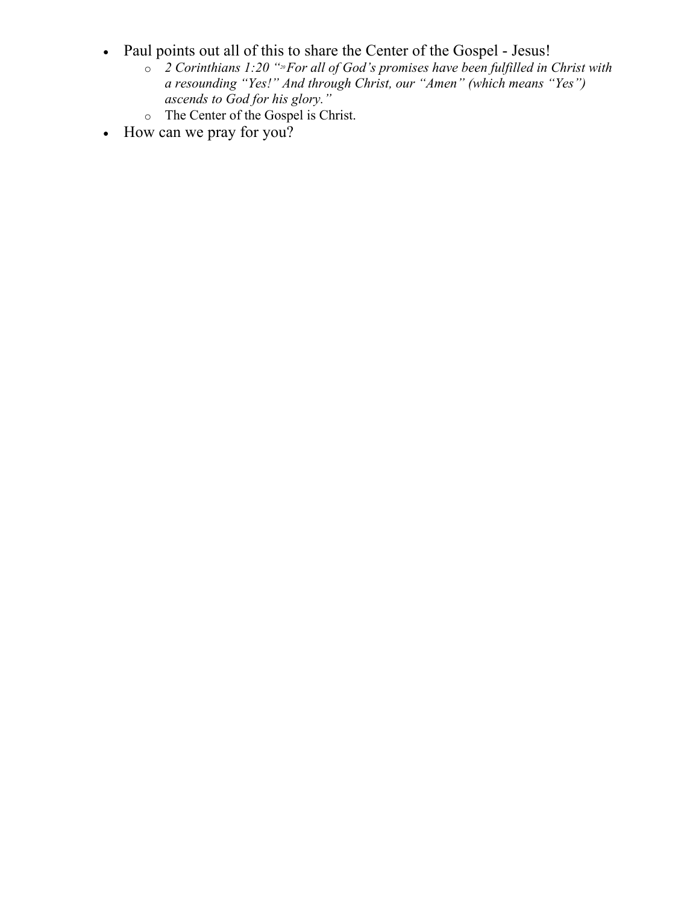- Paul points out all of this to share the Center of the Gospel - Jesus!
    - *2 Corinthians 1:20 “[20] For all of God’s promises have been fulfilled in Christ with a resounding “Yes!” And through Christ, our “Amen” (which means “Yes”) ascends to God for his glory.”*
    - The Center of the Gospel is Christ.
- How can we pray for you?